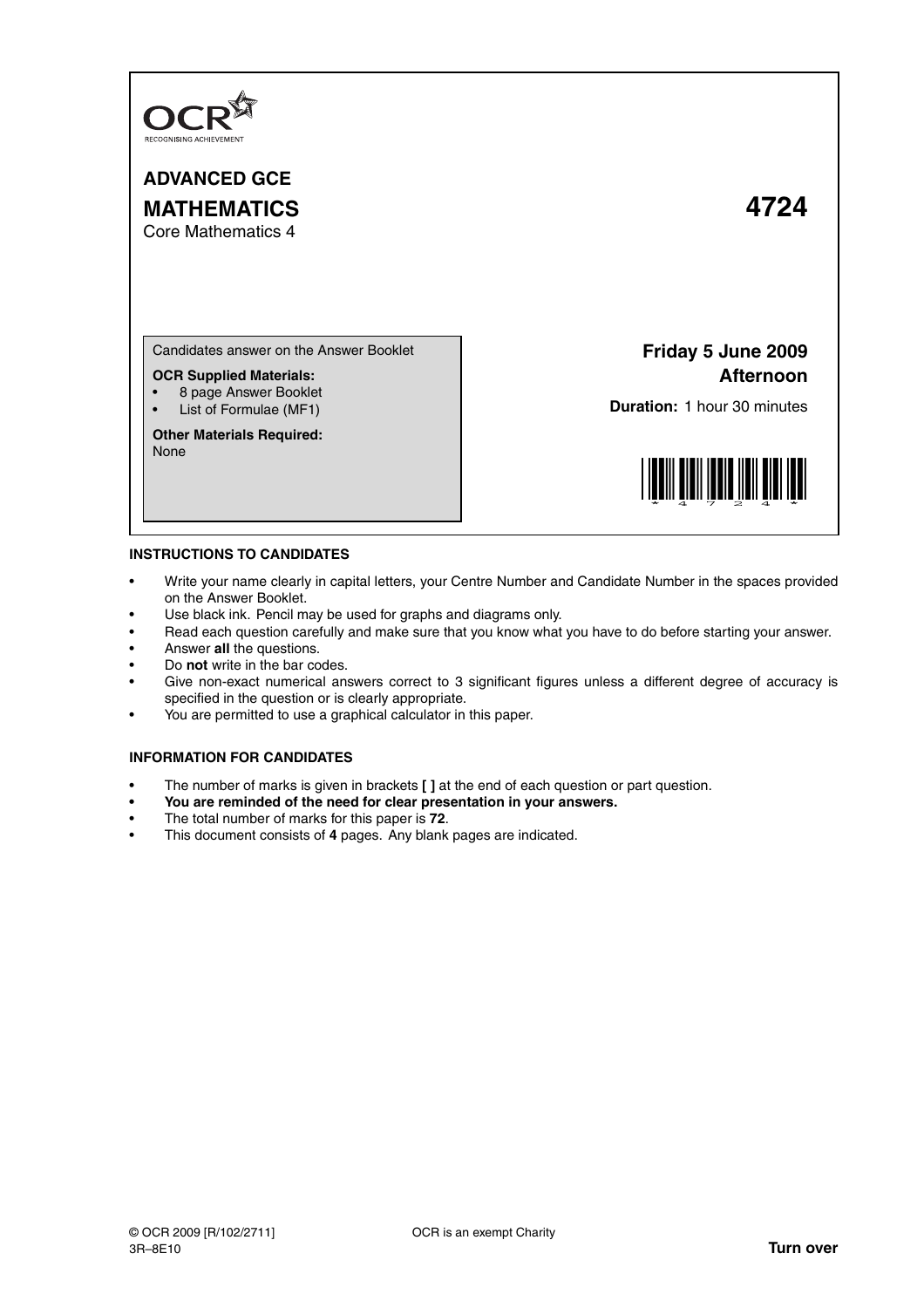OCR
RECOGNISING ACHIEVEMENT

# ADVANCED GCE

# MATHEMATICS

Core Mathematics 4

# 4724

Candidates answer on the Answer Booklet

**OCR Supplied Materials:**

- 8 page Answer Booklet
- List of Formulae (MF1)

**Other Materials Required:**
None

**Friday 5 June 2009**
**Afternoon**

**Duration:** 1 hour 30 minutes

## INSTRUCTIONS TO CANDIDATES

- Write your name clearly in capital letters, your Centre Number and Candidate Number in the spaces provided on the Answer Booklet.
- Use black ink. Pencil may be used for graphs and diagrams only.
- Read each question carefully and make sure that you know what you have to do before starting your answer.
- Answer **all** the questions.
- Do **not** write in the bar codes.
- Give non-exact numerical answers correct to 3 significant figures unless a different degree of accuracy is specified in the question or is clearly appropriate.
- You are permitted to use a graphical calculator in this paper.

## INFORMATION FOR CANDIDATES

- The number of marks is given in brackets **[ ]** at the end of each question or part question.
- **You are reminded of the need for clear presentation in your answers.**
- The total number of marks for this paper is **72**.
- This document consists of **4** pages. Any blank pages are indicated.

© OCR 2009 [R/102/2711]
3R–8E10

OCR is an exempt Charity

**Turn over**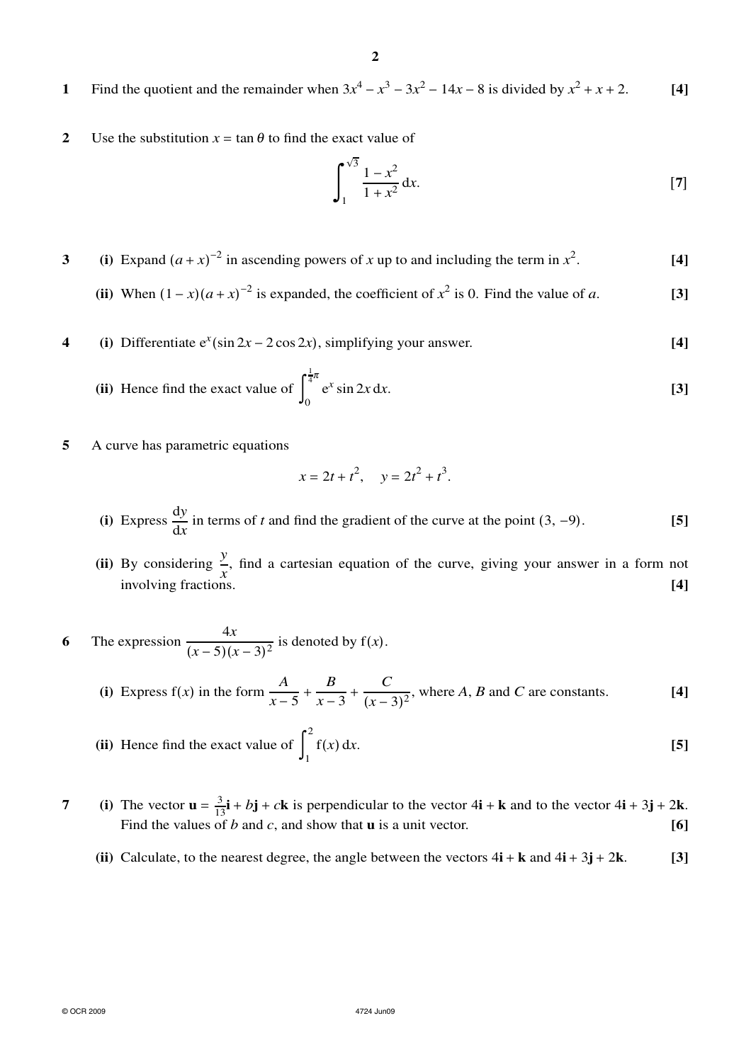**1** Find the quotient and the remainder when $3x^4 - x^3 - 3x^2 - 14x - 8$ is divided by $x^2 + x + 2$. **[4]**

**2** Use the substitution $x = \tan\theta$ to find the exact value of

$$\int_1^{\sqrt{3}} \frac{1 - x^2}{1 + x^2}\, dx.$$

**[7]**

**3** **(i)** Expand $(a + x)^{-2}$ in ascending powers of $x$ up to and including the term in $x^2$. **[4]**

**(ii)** When $(1 - x)(a + x)^{-2}$ is expanded, the coefficient of $x^2$ is 0. Find the value of $a$. **[3]**

**4** **(i)** Differentiate $e^x(\sin 2x - 2\cos 2x)$, simplifying your answer. **[4]**

**(ii)** Hence find the exact value of $\int_0^{\frac{1}{4}\pi} e^x \sin 2x\, dx$. **[3]**

**5** A curve has parametric equations

$$x = 2t + t^2, \quad y = 2t^2 + t^3.$$

**(i)** Express $\frac{dy}{dx}$ in terms of $t$ and find the gradient of the curve at the point $(3, -9)$. **[5]**

**(ii)** By considering $\frac{y}{x}$, find a cartesian equation of the curve, giving your answer in a form not involving fractions. **[4]**

**6** The expression $\frac{4x}{(x-5)(x-3)^2}$ is denoted by $f(x)$.

**(i)** Express $f(x)$ in the form $\frac{A}{x-5} + \frac{B}{x-3} + \frac{C}{(x-3)^2}$, where $A$, $B$ and $C$ are constants. **[4]**

**(ii)** Hence find the exact value of $\int_1^2 f(x)\, dx$. **[5]**

**7** **(i)** The vector $\mathbf{u} = \frac{3}{13}\mathbf{i} + b\mathbf{j} + c\mathbf{k}$ is perpendicular to the vector $4\mathbf{i} + \mathbf{k}$ and to the vector $4\mathbf{i} + 3\mathbf{j} + 2\mathbf{k}$. Find the values of $b$ and $c$, and show that $\mathbf{u}$ is a unit vector. **[6]**

**(ii)** Calculate, to the nearest degree, the angle between the vectors $4\mathbf{i} + \mathbf{k}$ and $4\mathbf{i} + 3\mathbf{j} + 2\mathbf{k}$. **[3]**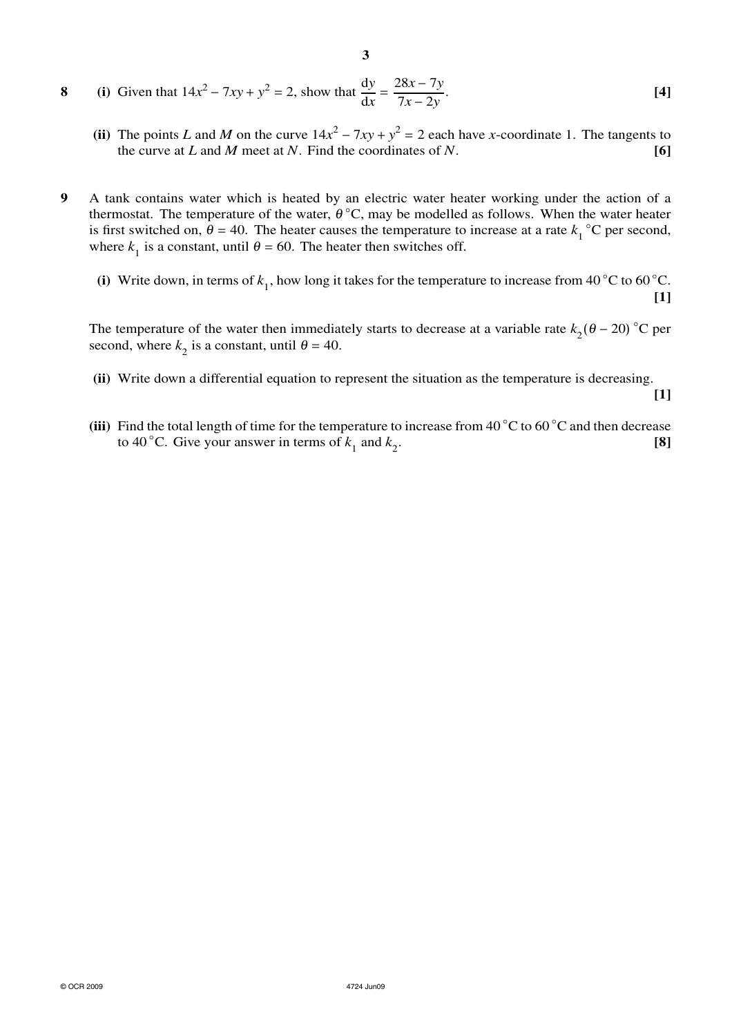**8** **(i)** Given that $14x^2 - 7xy + y^2 = 2$, show that $\dfrac{dy}{dx} = \dfrac{28x - 7y}{7x - 2y}$. **[4]**

**(ii)** The points $L$ and $M$ on the curve $14x^2 - 7xy + y^2 = 2$ each have $x$-coordinate 1. The tangents to the curve at $L$ and $M$ meet at $N$. Find the coordinates of $N$. **[6]**

**9** A tank contains water which is heated by an electric water heater working under the action of a thermostat. The temperature of the water, $\theta$ °C, may be modelled as follows. When the water heater is first switched on, $\theta = 40$. The heater causes the temperature to increase at a rate $k_1$ °C per second, where $k_1$ is a constant, until $\theta = 60$. The heater then switches off.

**(i)** Write down, in terms of $k_1$, how long it takes for the temperature to increase from 40 °C to 60 °C. **[1]**

The temperature of the water then immediately starts to decrease at a variable rate $k_2(\theta - 20)$ °C per second, where $k_2$ is a constant, until $\theta = 40$.

**(ii)** Write down a differential equation to represent the situation as the temperature is decreasing. **[1]**

**(iii)** Find the total length of time for the temperature to increase from 40 °C to 60 °C and then decrease to 40 °C. Give your answer in terms of $k_1$ and $k_2$. **[8]**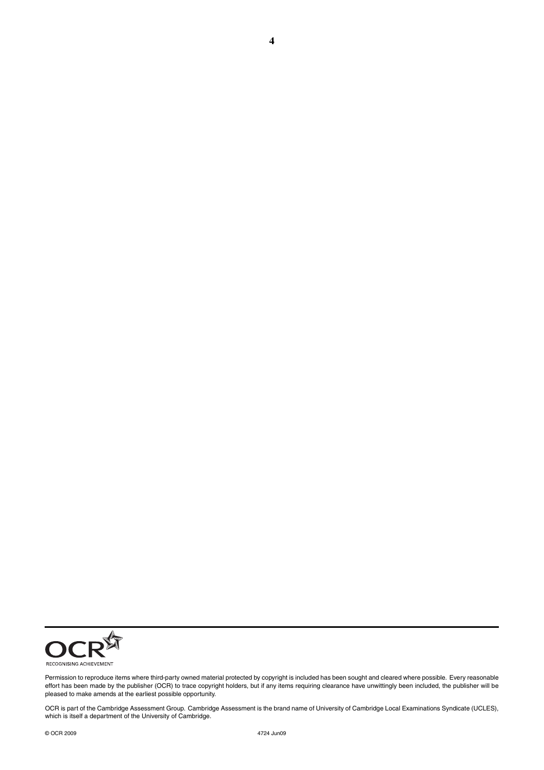RECOGNISING ACHIEVEMENT

Permission to reproduce items where third-party owned material protected by copyright is included has been sought and cleared where possible. Every reasonable effort has been made by the publisher (OCR) to trace copyright holders, but if any items requiring clearance have unwittingly been included, the publisher will be pleased to make amends at the earliest possible opportunity.

OCR is part of the Cambridge Assessment Group. Cambridge Assessment is the brand name of University of Cambridge Local Examinations Syndicate (UCLES), which is itself a department of the University of Cambridge.

© OCR 2009 4724 Jun09